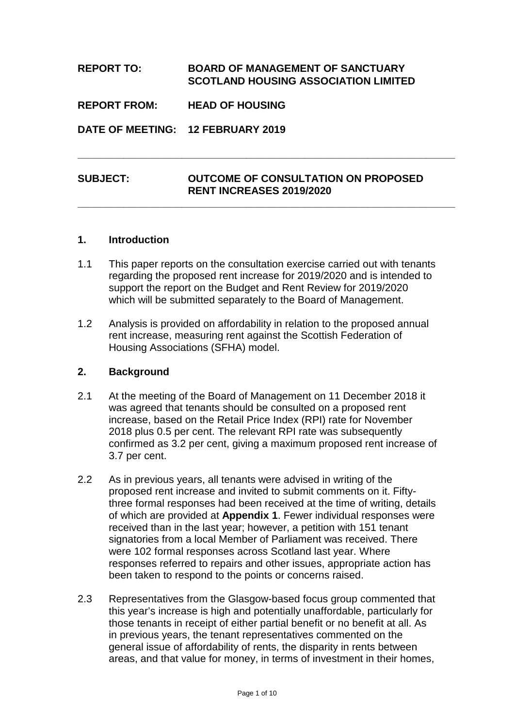**REPORT TO:** **BOARD OF MANAGEMENT OF SANCTUARY SCOTLAND HOUSING ASSOCIATION LIMITED**

**REPORT FROM:** **HEAD OF HOUSING**

**DATE OF MEETING:** **12 FEBRUARY 2019**

---

**SUBJECT:** **OUTCOME OF CONSULTATION ON PROPOSED RENT INCREASES 2019/2020**

---

## 1. Introduction

1.1 This paper reports on the consultation exercise carried out with tenants regarding the proposed rent increase for 2019/2020 and is intended to support the report on the Budget and Rent Review for 2019/2020 which will be submitted separately to the Board of Management.

1.2 Analysis is provided on affordability in relation to the proposed annual rent increase, measuring rent against the Scottish Federation of Housing Associations (SFHA) model.

## 2. Background

2.1 At the meeting of the Board of Management on 11 December 2018 it was agreed that tenants should be consulted on a proposed rent increase, based on the Retail Price Index (RPI) rate for November 2018 plus 0.5 per cent. The relevant RPI rate was subsequently confirmed as 3.2 per cent, giving a maximum proposed rent increase of 3.7 per cent.

2.2 As in previous years, all tenants were advised in writing of the proposed rent increase and invited to submit comments on it. Fifty-three formal responses had been received at the time of writing, details of which are provided at **Appendix 1**. Fewer individual responses were received than in the last year; however, a petition with 151 tenant signatories from a local Member of Parliament was received. There were 102 formal responses across Scotland last year. Where responses referred to repairs and other issues, appropriate action has been taken to respond to the points or concerns raised.

2.3 Representatives from the Glasgow-based focus group commented that this year's increase is high and potentially unaffordable, particularly for those tenants in receipt of either partial benefit or no benefit at all. As in previous years, the tenant representatives commented on the general issue of affordability of rents, the disparity in rents between areas, and that value for money, in terms of investment in their homes,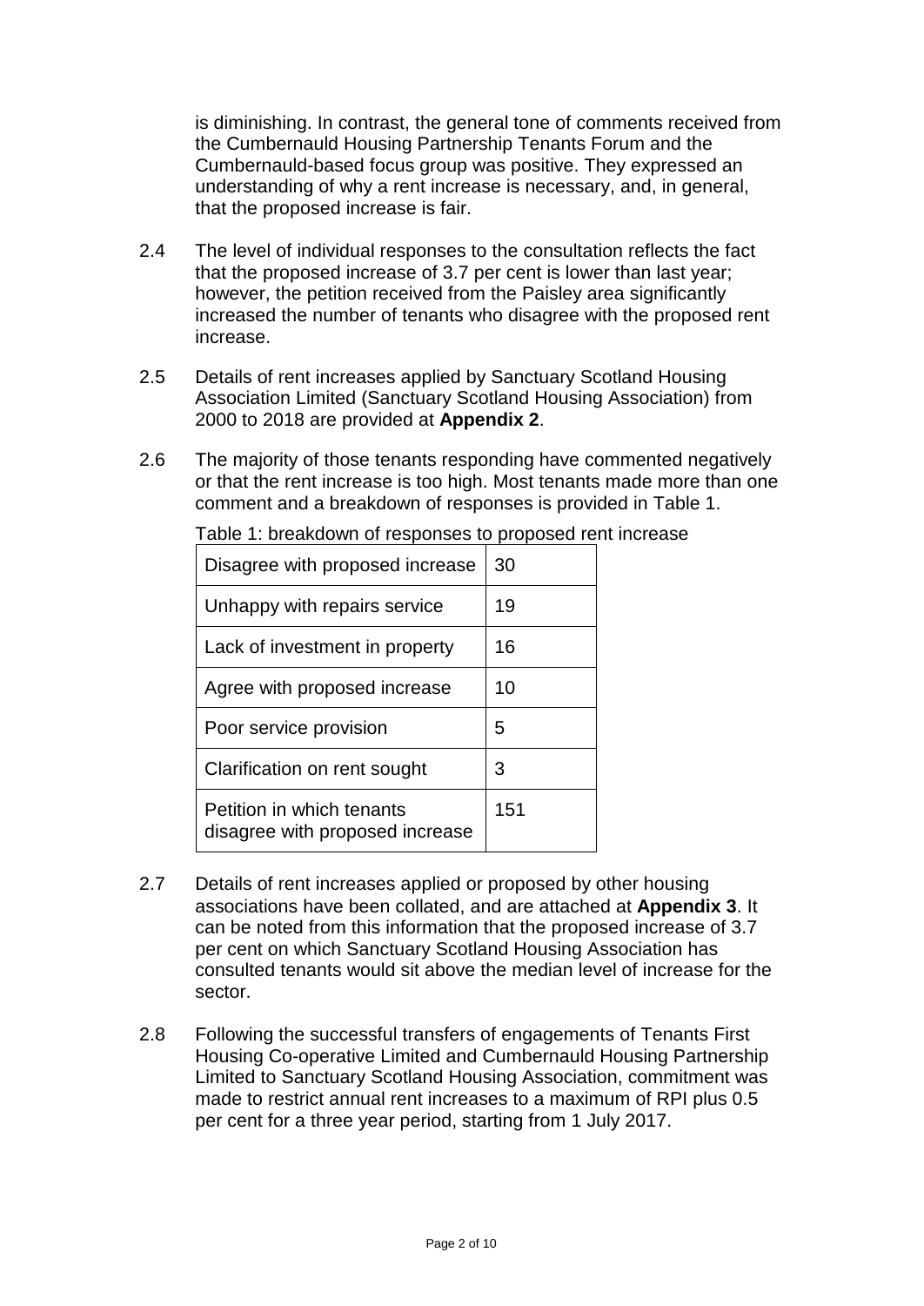is diminishing. In contrast, the general tone of comments received from the Cumbernauld Housing Partnership Tenants Forum and the Cumbernauld-based focus group was positive. They expressed an understanding of why a rent increase is necessary, and, in general, that the proposed increase is fair.

2.4 The level of individual responses to the consultation reflects the fact that the proposed increase of 3.7 per cent is lower than last year; however, the petition received from the Paisley area significantly increased the number of tenants who disagree with the proposed rent increase.

2.5 Details of rent increases applied by Sanctuary Scotland Housing Association Limited (Sanctuary Scotland Housing Association) from 2000 to 2018 are provided at **Appendix 2**.

2.6 The majority of those tenants responding have commented negatively or that the rent increase is too high. Most tenants made more than one comment and a breakdown of responses is provided in Table 1.

Table 1: breakdown of responses to proposed rent increase

| | |
|---|---|
| Disagree with proposed increase | 30 |
| Unhappy with repairs service | 19 |
| Lack of investment in property | 16 |
| Agree with proposed increase | 10 |
| Poor service provision | 5 |
| Clarification on rent sought | 3 |
| Petition in which tenants disagree with proposed increase | 151 |

2.7 Details of rent increases applied or proposed by other housing associations have been collated, and are attached at **Appendix 3**. It can be noted from this information that the proposed increase of 3.7 per cent on which Sanctuary Scotland Housing Association has consulted tenants would sit above the median level of increase for the sector.

2.8 Following the successful transfers of engagements of Tenants First Housing Co-operative Limited and Cumbernauld Housing Partnership Limited to Sanctuary Scotland Housing Association, commitment was made to restrict annual rent increases to a maximum of RPI plus 0.5 per cent for a three year period, starting from 1 July 2017.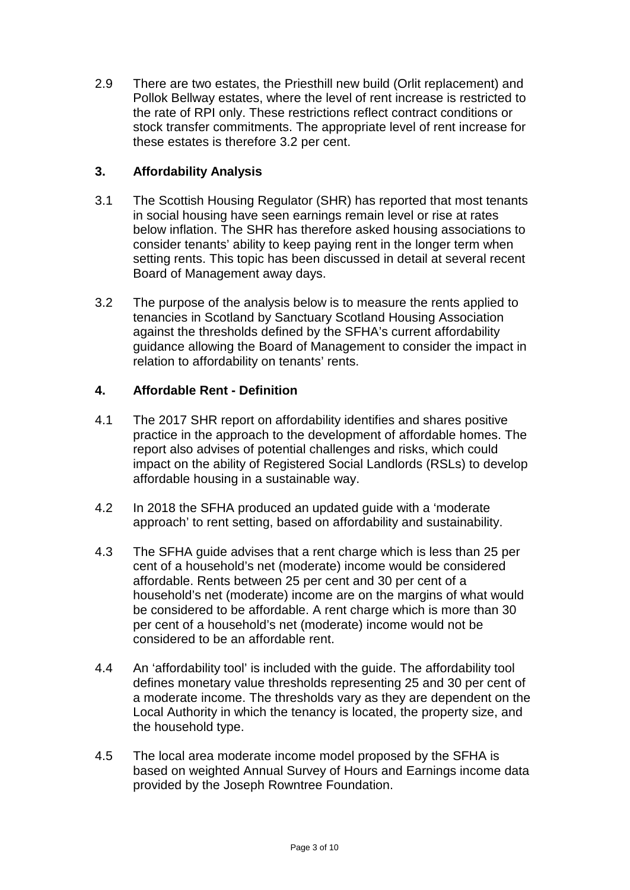2.9 There are two estates, the Priesthill new build (Orlit replacement) and Pollok Bellway estates, where the level of rent increase is restricted to the rate of RPI only. These restrictions reflect contract conditions or stock transfer commitments. The appropriate level of rent increase for these estates is therefore 3.2 per cent.

## 3. Affordability Analysis

3.1 The Scottish Housing Regulator (SHR) has reported that most tenants in social housing have seen earnings remain level or rise at rates below inflation. The SHR has therefore asked housing associations to consider tenants' ability to keep paying rent in the longer term when setting rents. This topic has been discussed in detail at several recent Board of Management away days.

3.2 The purpose of the analysis below is to measure the rents applied to tenancies in Scotland by Sanctuary Scotland Housing Association against the thresholds defined by the SFHA's current affordability guidance allowing the Board of Management to consider the impact in relation to affordability on tenants' rents.

## 4. Affordable Rent - Definition

4.1 The 2017 SHR report on affordability identifies and shares positive practice in the approach to the development of affordable homes. The report also advises of potential challenges and risks, which could impact on the ability of Registered Social Landlords (RSLs) to develop affordable housing in a sustainable way.

4.2 In 2018 the SFHA produced an updated guide with a 'moderate approach' to rent setting, based on affordability and sustainability.

4.3 The SFHA guide advises that a rent charge which is less than 25 per cent of a household's net (moderate) income would be considered affordable. Rents between 25 per cent and 30 per cent of a household's net (moderate) income are on the margins of what would be considered to be affordable. A rent charge which is more than 30 per cent of a household's net (moderate) income would not be considered to be an affordable rent.

4.4 An 'affordability tool' is included with the guide. The affordability tool defines monetary value thresholds representing 25 and 30 per cent of a moderate income. The thresholds vary as they are dependent on the Local Authority in which the tenancy is located, the property size, and the household type.

4.5 The local area moderate income model proposed by the SFHA is based on weighted Annual Survey of Hours and Earnings income data provided by the Joseph Rowntree Foundation.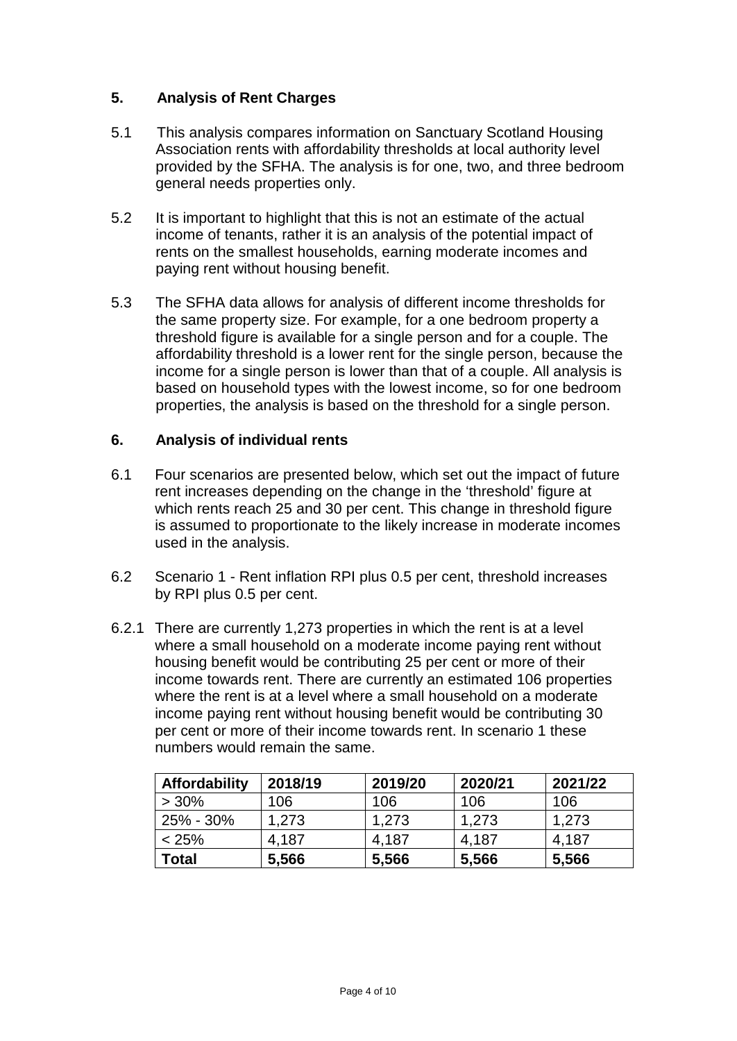## 5. Analysis of Rent Charges

5.1 This analysis compares information on Sanctuary Scotland Housing Association rents with affordability thresholds at local authority level provided by the SFHA. The analysis is for one, two, and three bedroom general needs properties only.

5.2 It is important to highlight that this is not an estimate of the actual income of tenants, rather it is an analysis of the potential impact of rents on the smallest households, earning moderate incomes and paying rent without housing benefit.

5.3 The SFHA data allows for analysis of different income thresholds for the same property size. For example, for a one bedroom property a threshold figure is available for a single person and for a couple. The affordability threshold is a lower rent for the single person, because the income for a single person is lower than that of a couple. All analysis is based on household types with the lowest income, so for one bedroom properties, the analysis is based on the threshold for a single person.

## 6. Analysis of individual rents

6.1 Four scenarios are presented below, which set out the impact of future rent increases depending on the change in the 'threshold' figure at which rents reach 25 and 30 per cent. This change in threshold figure is assumed to proportionate to the likely increase in moderate incomes used in the analysis.

6.2 Scenario 1 - Rent inflation RPI plus 0.5 per cent, threshold increases by RPI plus 0.5 per cent.

6.2.1 There are currently 1,273 properties in which the rent is at a level where a small household on a moderate income paying rent without housing benefit would be contributing 25 per cent or more of their income towards rent. There are currently an estimated 106 properties where the rent is at a level where a small household on a moderate income paying rent without housing benefit would be contributing 30 per cent or more of their income towards rent. In scenario 1 these numbers would remain the same.

| Affordability | 2018/19 | 2019/20 | 2020/21 | 2021/22 |
|---|---|---|---|---|
| > 30% | 106 | 106 | 106 | 106 |
| 25% - 30% | 1,273 | 1,273 | 1,273 | 1,273 |
| < 25% | 4,187 | 4,187 | 4,187 | 4,187 |
| **Total** | **5,566** | **5,566** | **5,566** | **5,566** |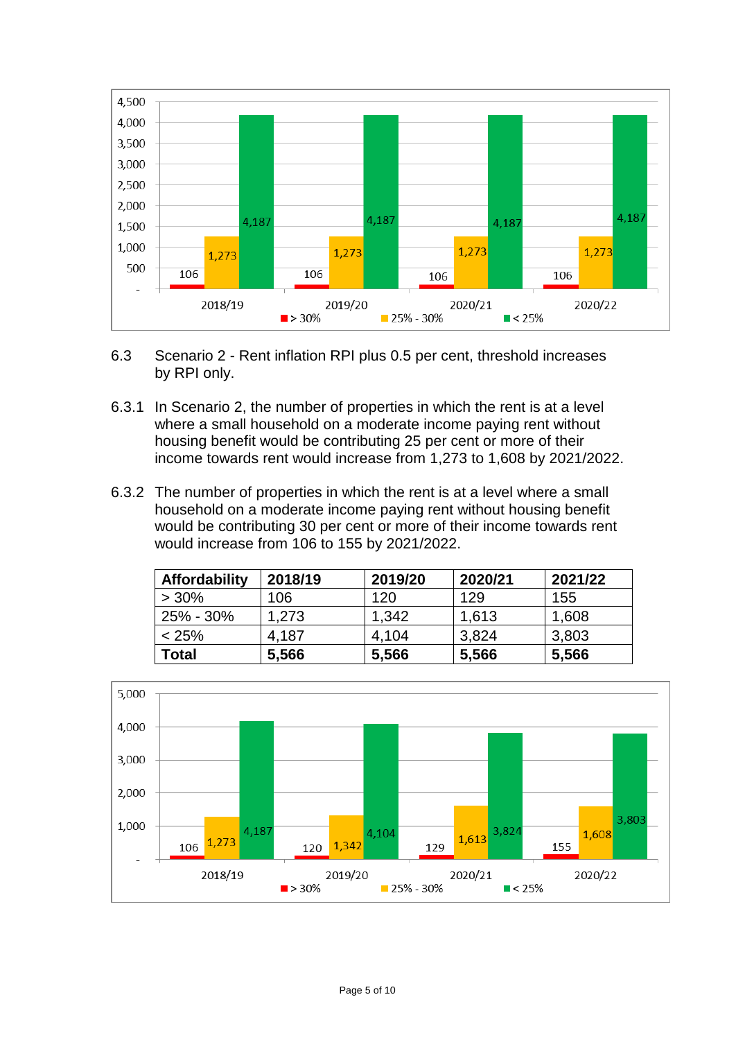6.3 Scenario 2 - Rent inflation RPI plus 0.5 per cent, threshold increases by RPI only.

6.3.1 In Scenario 2, the number of properties in which the rent is at a level where a small household on a moderate income paying rent without housing benefit would be contributing 25 per cent or more of their income towards rent would increase from 1,273 to 1,608 by 2021/2022.

6.3.2 The number of properties in which the rent is at a level where a small household on a moderate income paying rent without housing benefit would be contributing 30 per cent or more of their income towards rent would increase from 106 to 155 by 2021/2022.

| Affordability | 2018/19 | 2019/20 | 2020/21 | 2021/22 |
|---|---|---|---|---|
| > 30% | 106 | 120 | 129 | 155 |
| 25% - 30% | 1,273 | 1,342 | 1,613 | 1,608 |
| < 25% | 4,187 | 4,104 | 3,824 | 3,803 |
| **Total** | **5,566** | **5,566** | **5,566** | **5,566** |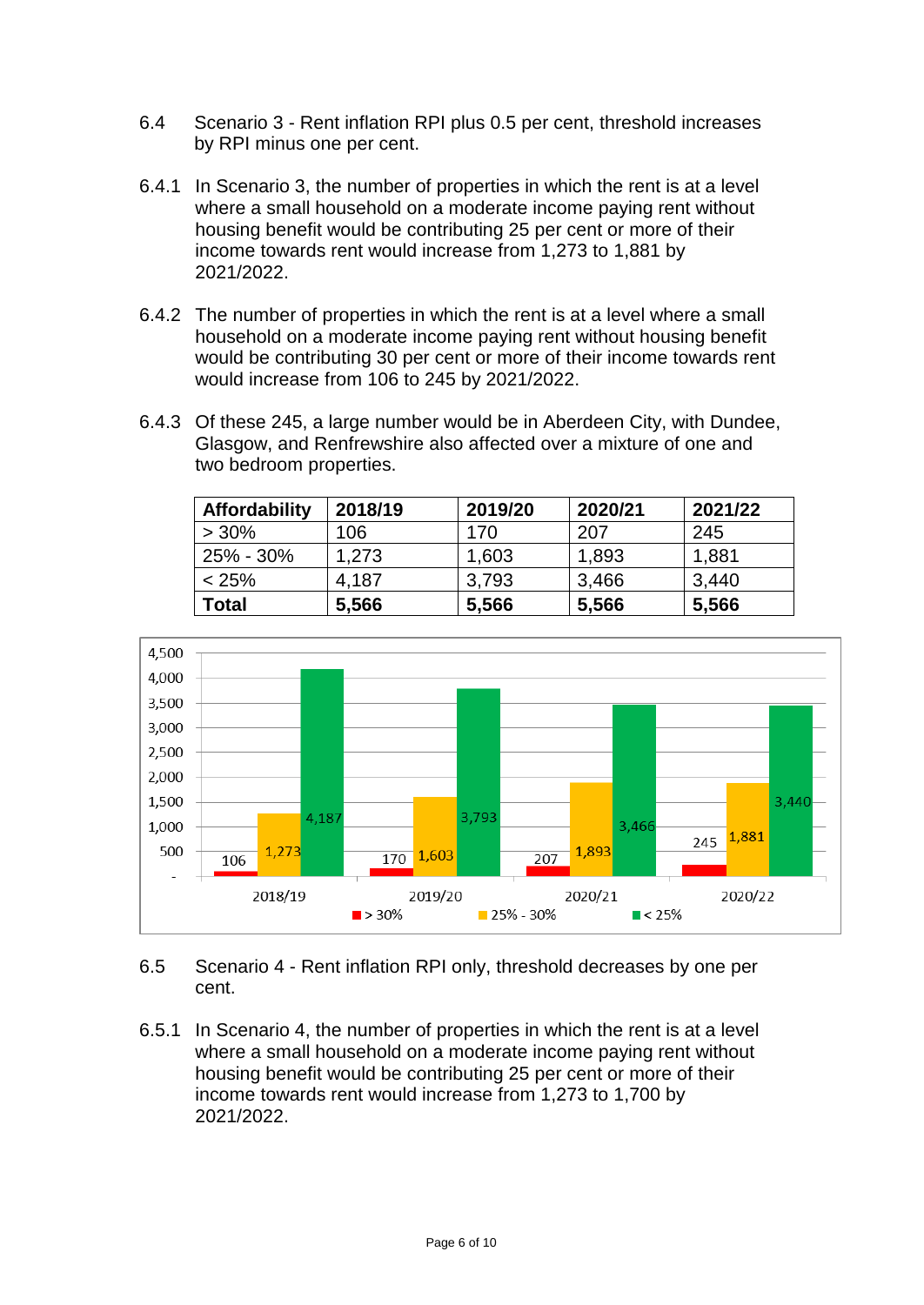6.4 Scenario 3 - Rent inflation RPI plus 0.5 per cent, threshold increases by RPI minus one per cent.

6.4.1 In Scenario 3, the number of properties in which the rent is at a level where a small household on a moderate income paying rent without housing benefit would be contributing 25 per cent or more of their income towards rent would increase from 1,273 to 1,881 by 2021/2022.

6.4.2 The number of properties in which the rent is at a level where a small household on a moderate income paying rent without housing benefit would be contributing 30 per cent or more of their income towards rent would increase from 106 to 245 by 2021/2022.

6.4.3 Of these 245, a large number would be in Aberdeen City, with Dundee, Glasgow, and Renfrewshire also affected over a mixture of one and two bedroom properties.

| Affordability | 2018/19 | 2019/20 | 2020/21 | 2021/22 |
|---|---|---|---|---|
| > 30% | 106 | 170 | 207 | 245 |
| 25% - 30% | 1,273 | 1,603 | 1,893 | 1,881 |
| < 25% | 4,187 | 3,793 | 3,466 | 3,440 |
| **Total** | **5,566** | **5,566** | **5,566** | **5,566** |

6.5 Scenario 4 - Rent inflation RPI only, threshold decreases by one per cent.

6.5.1 In Scenario 4, the number of properties in which the rent is at a level where a small household on a moderate income paying rent without housing benefit would be contributing 25 per cent or more of their income towards rent would increase from 1,273 to 1,700 by 2021/2022.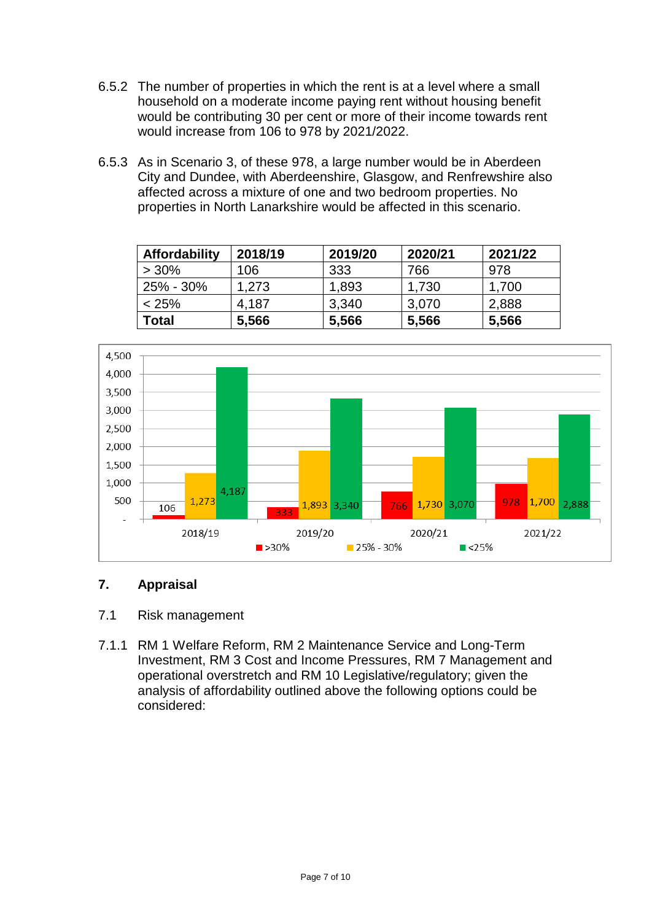6.5.2 The number of properties in which the rent is at a level where a small household on a moderate income paying rent without housing benefit would be contributing 30 per cent or more of their income towards rent would increase from 106 to 978 by 2021/2022.

6.5.3 As in Scenario 3, of these 978, a large number would be in Aberdeen City and Dundee, with Aberdeenshire, Glasgow, and Renfrewshire also affected across a mixture of one and two bedroom properties. No properties in North Lanarkshire would be affected in this scenario.

| **Affordability** | **2018/19** | **2019/20** | **2020/21** | **2021/22** |
|---|---|---|---|---|
| > 30% | 106 | 333 | 766 | 978 |
| 25% - 30% | 1,273 | 1,893 | 1,730 | 1,700 |
| < 25% | 4,187 | 3,340 | 3,070 | 2,888 |
| **Total** | **5,566** | **5,566** | **5,566** | **5,566** |

## 7. Appraisal

### 7.1 Risk management

7.1.1 RM 1 Welfare Reform, RM 2 Maintenance Service and Long-Term Investment, RM 3 Cost and Income Pressures, RM 7 Management and operational overstretch and RM 10 Legislative/regulatory; given the analysis of affordability outlined above the following options could be considered: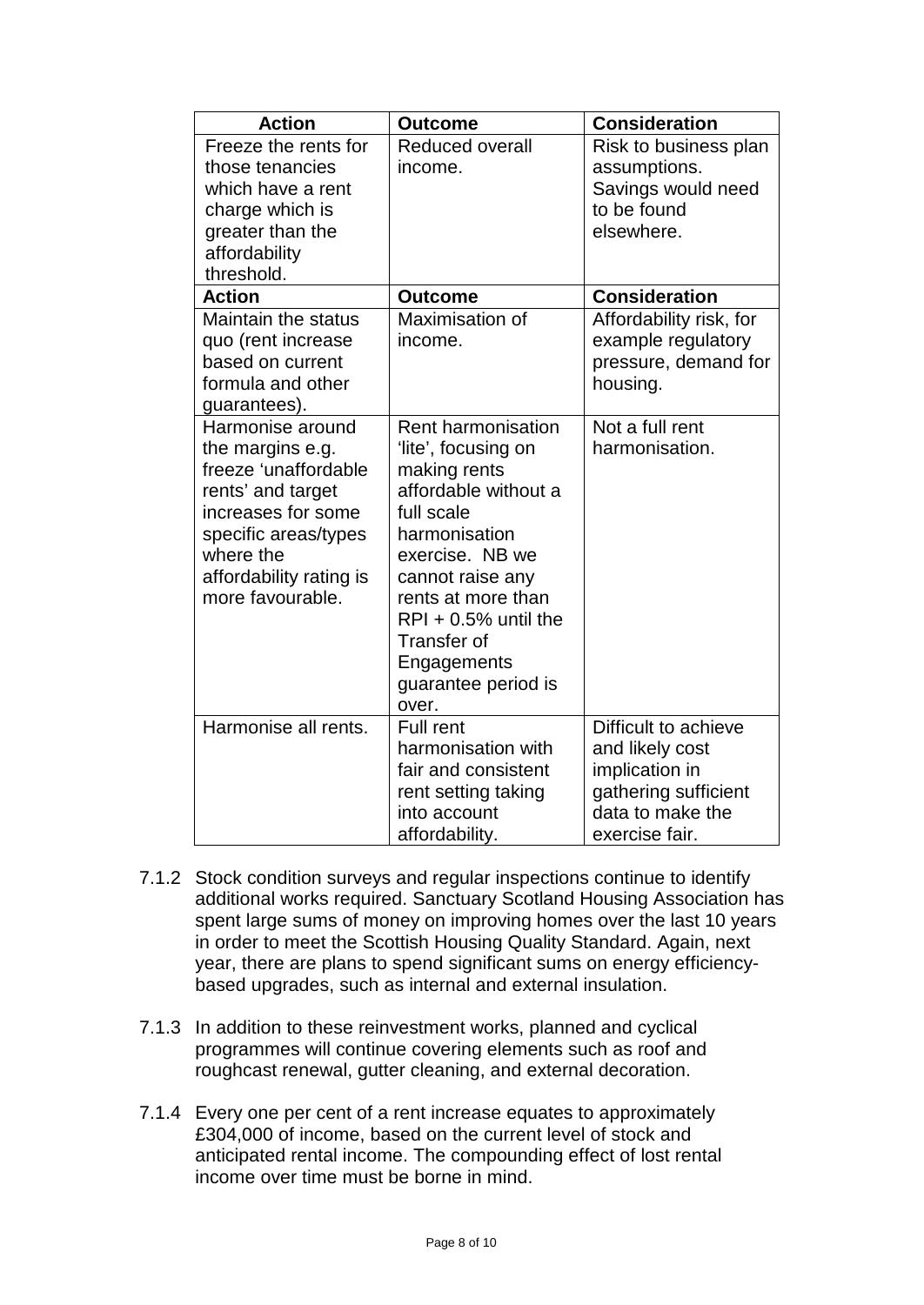| Action | Outcome | Consideration |
| --- | --- | --- |
| Freeze the rents for those tenancies which have a rent charge which is greater than the affordability threshold. | Reduced overall income. | Risk to business plan assumptions. Savings would need to be found elsewhere. |
| **Action** | **Outcome** | **Consideration** |
| Maintain the status quo (rent increase based on current formula and other guarantees). | Maximisation of income. | Affordability risk, for example regulatory pressure, demand for housing. |
| Harmonise around the margins e.g. freeze 'unaffordable rents' and target increases for some specific areas/types where the affordability rating is more favourable. | Rent harmonisation 'lite', focusing on making rents affordable without a full scale harmonisation exercise. NB we cannot raise any rents at more than RPI + 0.5% until the Transfer of Engagements guarantee period is over. | Not a full rent harmonisation. |
| Harmonise all rents. | Full rent harmonisation with fair and consistent rent setting taking into account affordability. | Difficult to achieve and likely cost implication in gathering sufficient data to make the exercise fair. |

7.1.2 Stock condition surveys and regular inspections continue to identify additional works required. Sanctuary Scotland Housing Association has spent large sums of money on improving homes over the last 10 years in order to meet the Scottish Housing Quality Standard. Again, next year, there are plans to spend significant sums on energy efficiency-based upgrades, such as internal and external insulation.

7.1.3 In addition to these reinvestment works, planned and cyclical programmes will continue covering elements such as roof and roughcast renewal, gutter cleaning, and external decoration.

7.1.4 Every one per cent of a rent increase equates to approximately £304,000 of income, based on the current level of stock and anticipated rental income. The compounding effect of lost rental income over time must be borne in mind.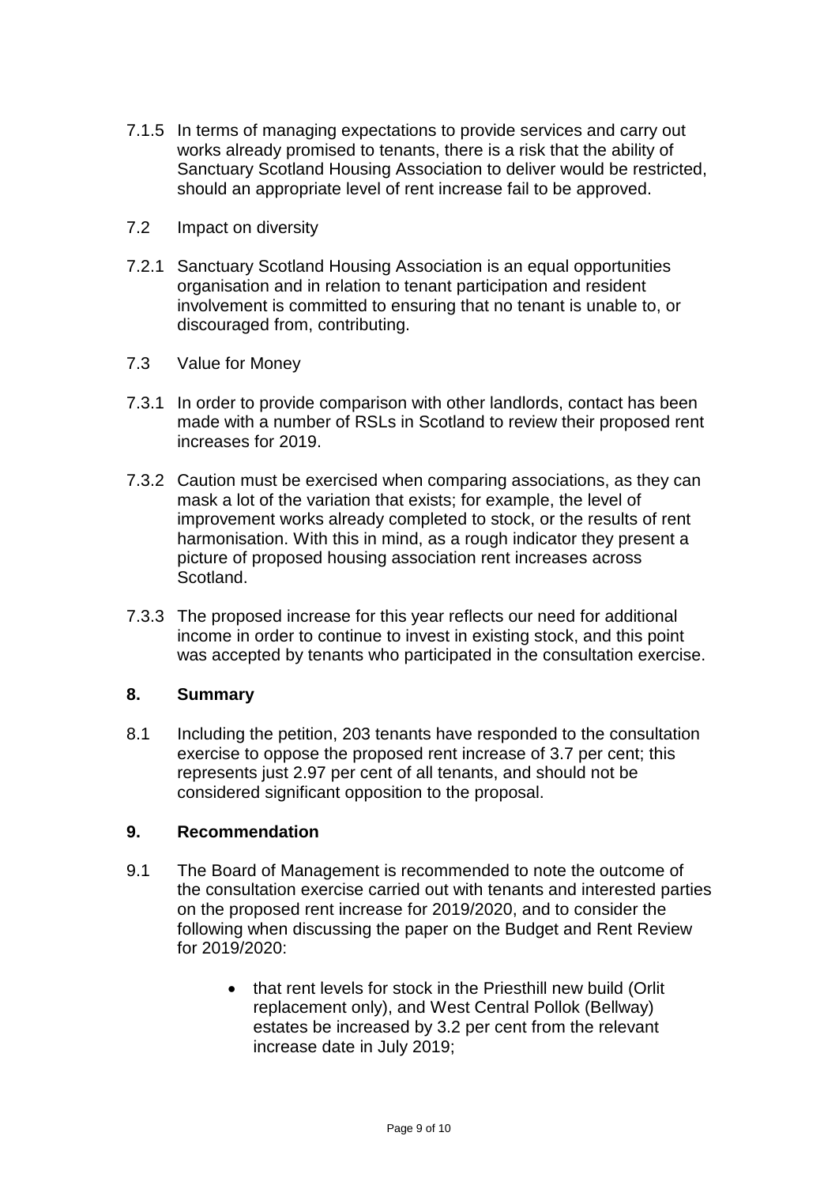7.1.5 In terms of managing expectations to provide services and carry out works already promised to tenants, there is a risk that the ability of Sanctuary Scotland Housing Association to deliver would be restricted, should an appropriate level of rent increase fail to be approved.

7.2 Impact on diversity

7.2.1 Sanctuary Scotland Housing Association is an equal opportunities organisation and in relation to tenant participation and resident involvement is committed to ensuring that no tenant is unable to, or discouraged from, contributing.

7.3 Value for Money

7.3.1 In order to provide comparison with other landlords, contact has been made with a number of RSLs in Scotland to review their proposed rent increases for 2019.

7.3.2 Caution must be exercised when comparing associations, as they can mask a lot of the variation that exists; for example, the level of improvement works already completed to stock, or the results of rent harmonisation. With this in mind, as a rough indicator they present a picture of proposed housing association rent increases across Scotland.

7.3.3 The proposed increase for this year reflects our need for additional income in order to continue to invest in existing stock, and this point was accepted by tenants who participated in the consultation exercise.

## 8. Summary

8.1 Including the petition, 203 tenants have responded to the consultation exercise to oppose the proposed rent increase of 3.7 per cent; this represents just 2.97 per cent of all tenants, and should not be considered significant opposition to the proposal.

## 9. Recommendation

9.1 The Board of Management is recommended to note the outcome of the consultation exercise carried out with tenants and interested parties on the proposed rent increase for 2019/2020, and to consider the following when discussing the paper on the Budget and Rent Review for 2019/2020:

- that rent levels for stock in the Priesthill new build (Orlit replacement only), and West Central Pollok (Bellway) estates be increased by 3.2 per cent from the relevant increase date in July 2019;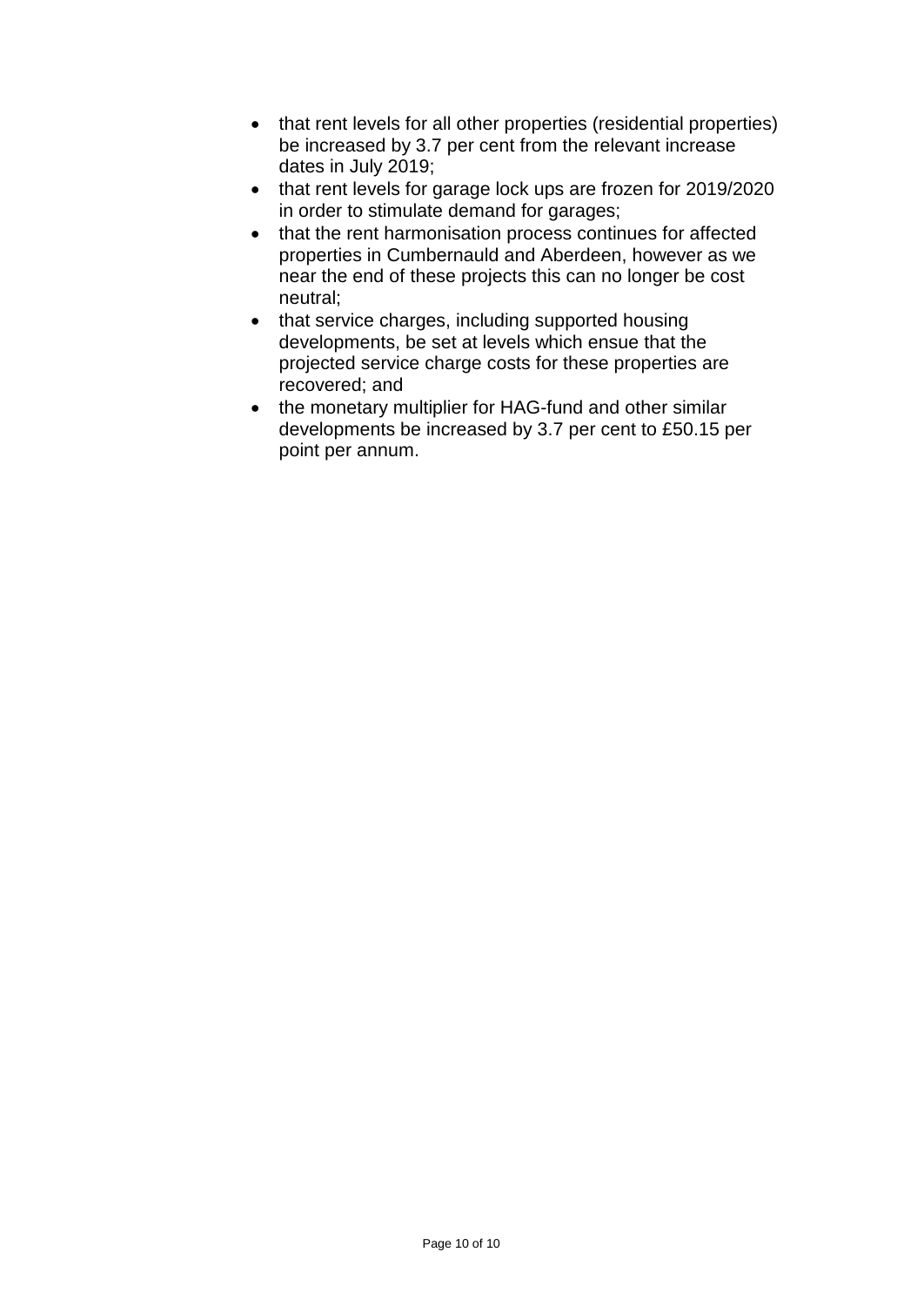- that rent levels for all other properties (residential properties) be increased by 3.7 per cent from the relevant increase dates in July 2019;
- that rent levels for garage lock ups are frozen for 2019/2020 in order to stimulate demand for garages;
- that the rent harmonisation process continues for affected properties in Cumbernauld and Aberdeen, however as we near the end of these projects this can no longer be cost neutral;
- that service charges, including supported housing developments, be set at levels which ensue that the projected service charge costs for these properties are recovered; and
- the monetary multiplier for HAG-fund and other similar developments be increased by 3.7 per cent to £50.15 per point per annum.